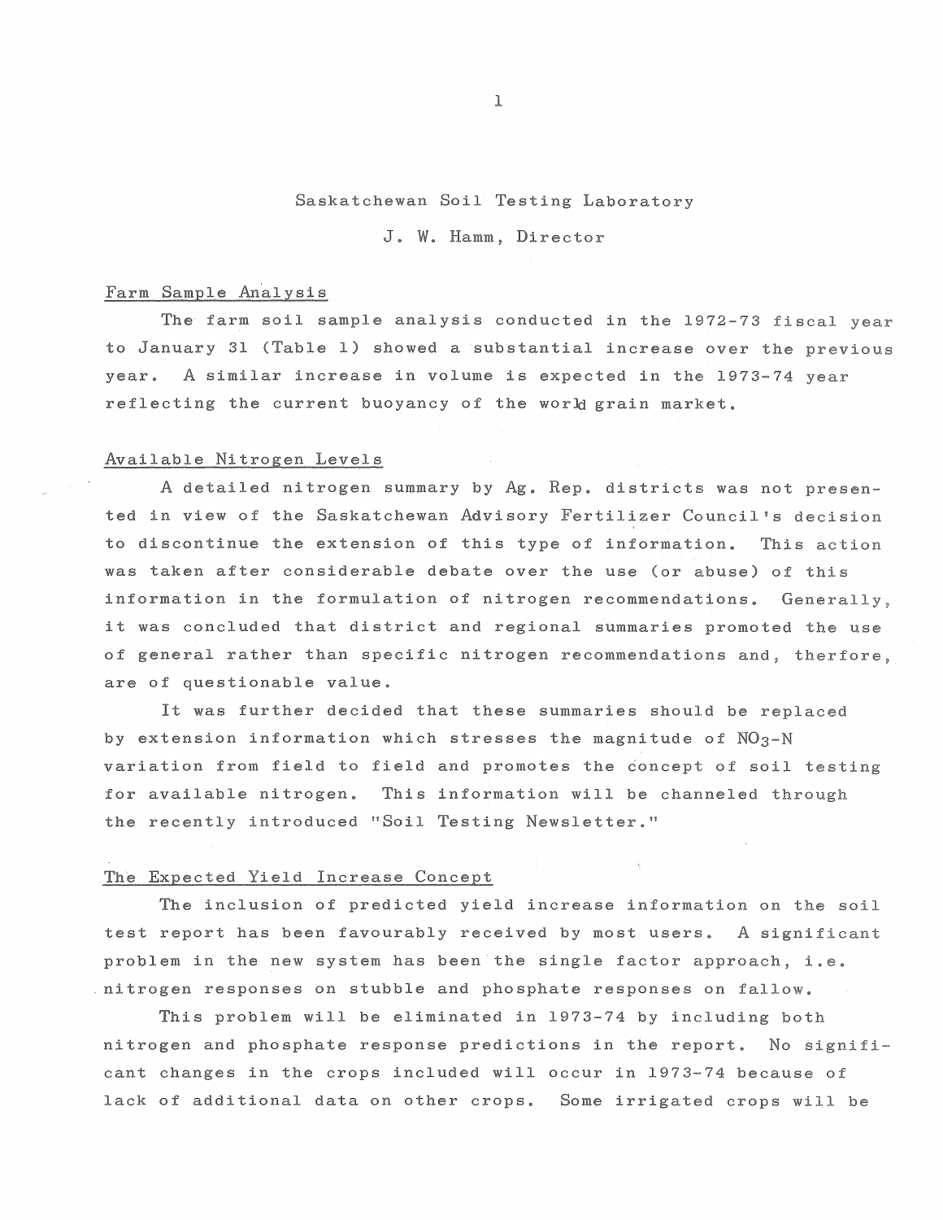# Saskatchewan Soil Testing Laboratory

J. W. Hamm, Director

## Farm Sample Analysis

The farm soil sample analysis conducted in the 1972-73 fiscal year to January 31 (Table 1) showed a substantial increase over the previous year. A similar increase in volume is expected in the 1973-74 year reflecting the current buoyancy of the world grain market.

## Available Nitrogen Levels

A detailed nitrogen summary by Ag. Rep. districts was not presented in view of the Saskatchewan Advisory Fertilizer Council's decision to discontinue the extension of this type of information. This action was taken after considerable debate over the use (or abuse) of this information in the formulation of nitrogen recommendations. Generally, it was concluded that district and regional summaries promoted the use of general rather than specific nitrogen recommendations and, therfore, are of questionable value.

It was further decided that these summaries should be replaced by extension information which stresses the magnitude of $NO_3$-N variation from field to field and promotes the concept of soil testing for available nitrogen. This information will be channeled through the recently introduced "Soil Testing Newsletter."

## The Expected Yield Increase Concept

The inclusion of predicted yield increase information on the soil test report has been favourably received by most users. A significant problem in the new system has been the single factor approach, i.e. nitrogen responses on stubble and phosphate responses on fallow.

This problem will be eliminated in 1973-74 by including both nitrogen and phosphate response predictions in the report. No significant changes in the crops included will occur in 1973-74 because of lack of additional data on other crops. Some irrigated crops will be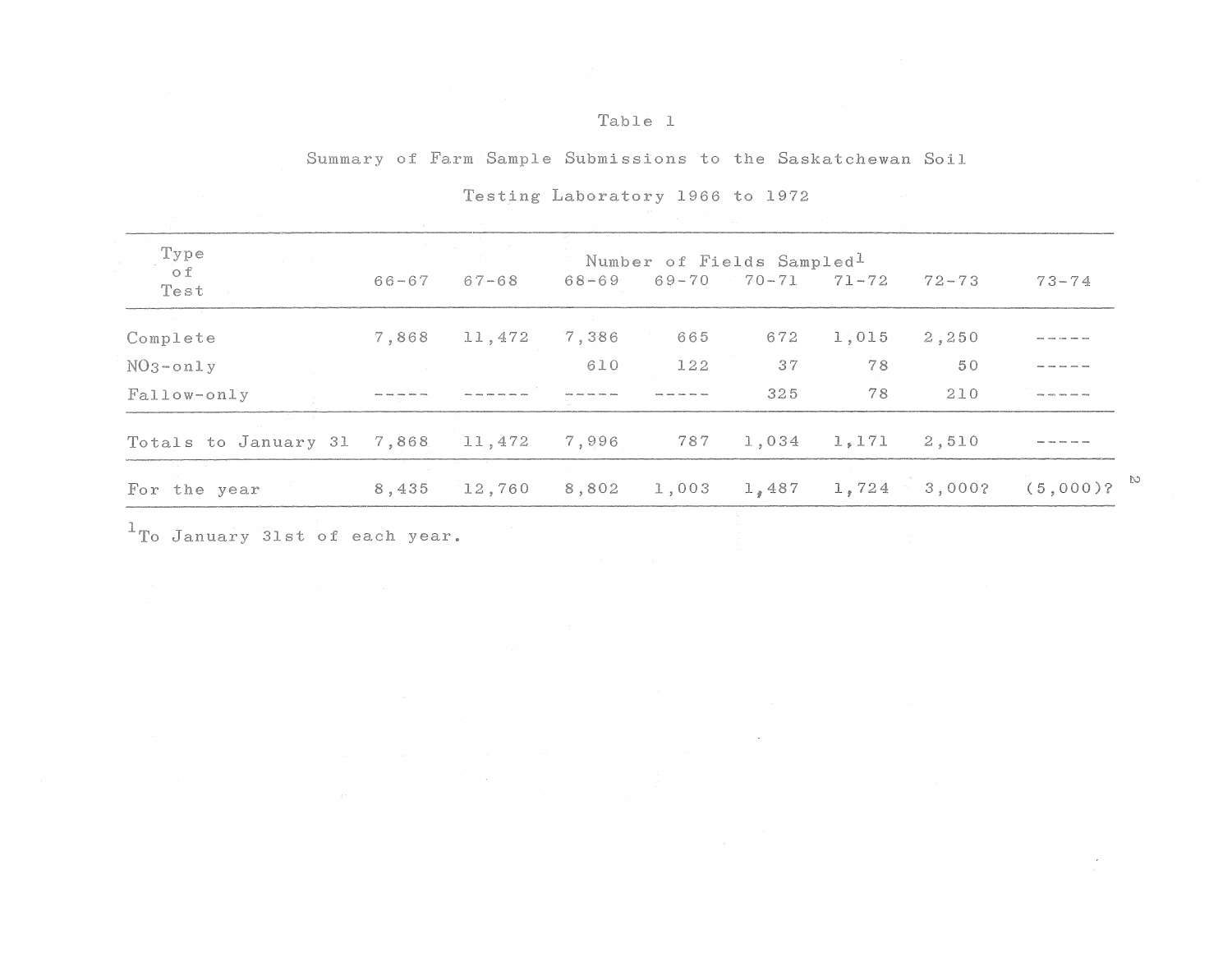Table 1

Summary of Farm Sample Submissions to the Saskatchewan Soil

Testing Laboratory 1966 to 1972

| Type of Test | Number of Fields Sampled[1] | | | | | | | |
|---|---|---|---|---|---|---|---|---|
| | 66-67 | 67-68 | 68-69 | 69-70 | 70-71 | 71-72 | 72-73 | 73-74 |
| Complete | 7,868 | 11,472 | 7,386 | 665 | 672 | 1,015 | 2,250 | ----- |
| $NO_3$-only | | | 610 | 122 | 37 | 78 | 50 | ----- |
| Fallow-only | ----- | ------ | ----- | ----- | 325 | 78 | 210 | ----- |
| Totals to January 31 | 7,868 | 11,472 | 7,996 | 787 | 1,034 | 1,171 | 2,510 | ----- |
| For the year | 8,435 | 12,760 | 8,802 | 1,003 | 1,487 | 1,724 | 3,000? | (5,000)? |

[1] To January 31st of each year.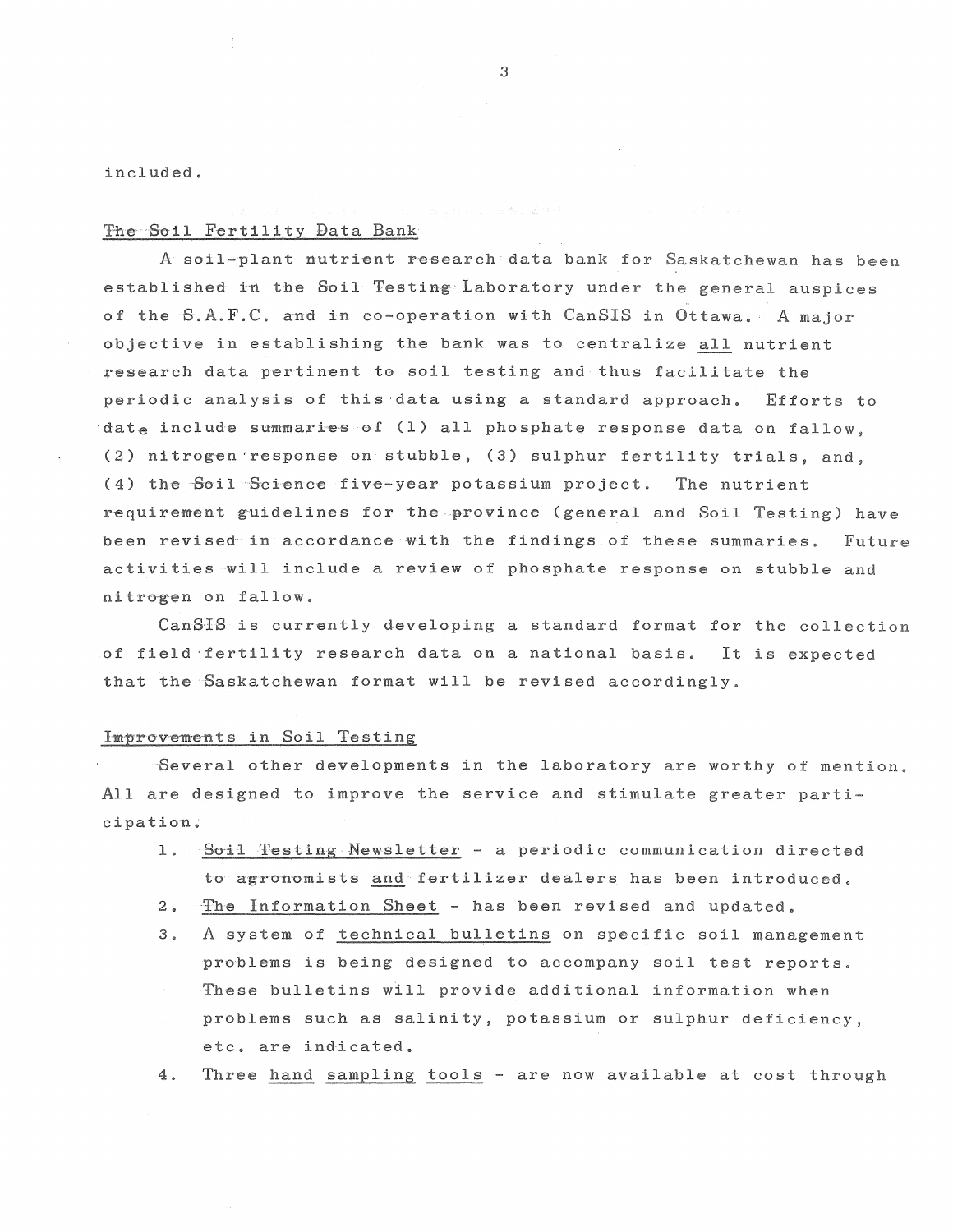included.

### The Soil Fertility Data Bank

A soil-plant nutrient research data bank for Saskatchewan has been established in the Soil Testing Laboratory under the general auspices of the S.A.F.C. and in co-operation with CanSIS in Ottawa. A major objective in establishing the bank was to centralize <u>all</u> nutrient research data pertinent to soil testing and thus facilitate the periodic analysis of this data using a standard approach. Efforts to date include summaries of (1) all phosphate response data on fallow, (2) nitrogen response on stubble, (3) sulphur fertility trials, and, (4) the Soil Science five-year potassium project. The nutrient requirement guidelines for the province (general and Soil Testing) have been revised in accordance with the findings of these summaries. Future activities will include a review of phosphate response on stubble and nitrogen on fallow.

CanSIS is currently developing a standard format for the collection of field fertility research data on a national basis. It is expected that the Saskatchewan format will be revised accordingly.

### Improvements in Soil Testing

Several other developments in the laboratory are worthy of mention. All are designed to improve the service and stimulate greater participation.

1. <u>Soil Testing Newsletter</u> - a periodic communication directed to agronomists <u>and</u> fertilizer dealers has been introduced.
2. <u>The Information Sheet</u> - has been revised and updated.
3. A system of <u>technical bulletins</u> on specific soil management problems is being designed to accompany soil test reports. These bulletins will provide additional information when problems such as salinity, potassium or sulphur deficiency, etc. are indicated.
4. Three <u>hand sampling tools</u> - are now available at cost through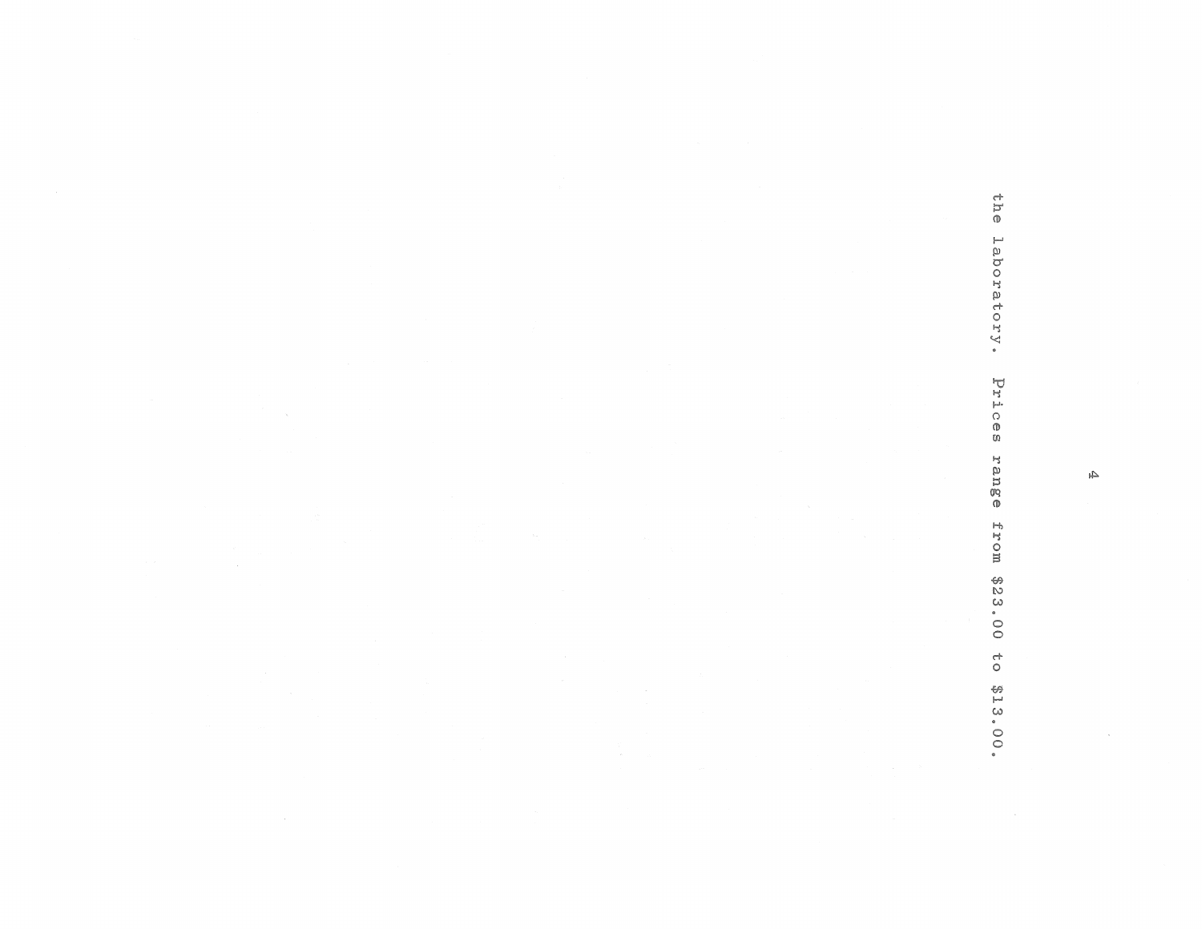the laboratory. Prices range from $23.00 to $13.00.